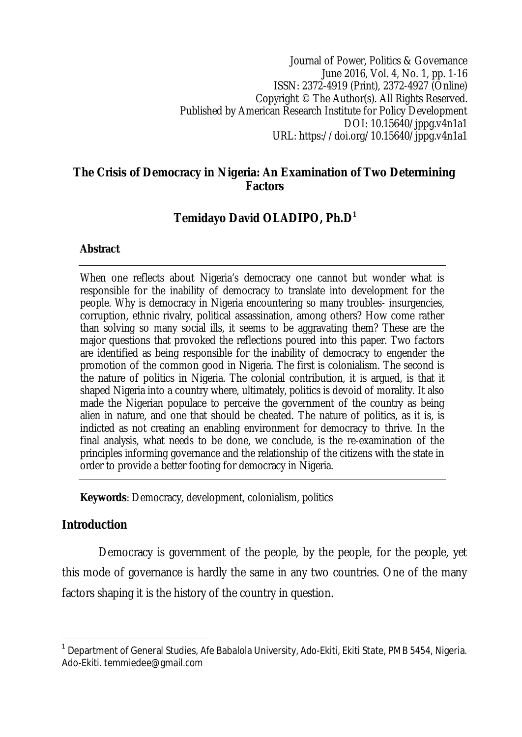# The Crisis of Democracy in Nigeria: An Examination of Two Determining Factors

**Temidayo David OLADIPO, Ph.D**[1]

**Abstract**

When one reflects about Nigeria's democracy one cannot but wonder what is responsible for the inability of democracy to translate into development for the people. Why is democracy in Nigeria encountering so many troubles- insurgencies, corruption, ethnic rivalry, political assassination, among others? How come rather than solving so many social ills, it seems to be aggravating them? These are the major questions that provoked the reflections poured into this paper. Two factors are identified as being responsible for the inability of democracy to engender the promotion of the common good in Nigeria. The first is colonialism. The second is the nature of politics in Nigeria. The colonial contribution, it is argued, is that it shaped Nigeria into a country where, ultimately, politics is devoid of morality. It also made the Nigerian populace to perceive the government of the country as being alien in nature, and one that should be cheated. The nature of politics, as it is, is indicted as not creating an enabling environment for democracy to thrive. In the final analysis, what needs to be done, we conclude, is the re-examination of the principles informing governance and the relationship of the citizens with the state in order to provide a better footing for democracy in Nigeria.

**Keywords**: Democracy, development, colonialism, politics

## Introduction

Democracy is government of the people, by the people, for the people, yet this mode of governance is hardly the same in any two countries. One of the many factors shaping it is the history of the country in question.

---

[1] Department of General Studies, Afe Babalola University, Ado-Ekiti, Ekiti State, PMB 5454, Nigeria. Ado-Ekiti. temmiedee@gmail.com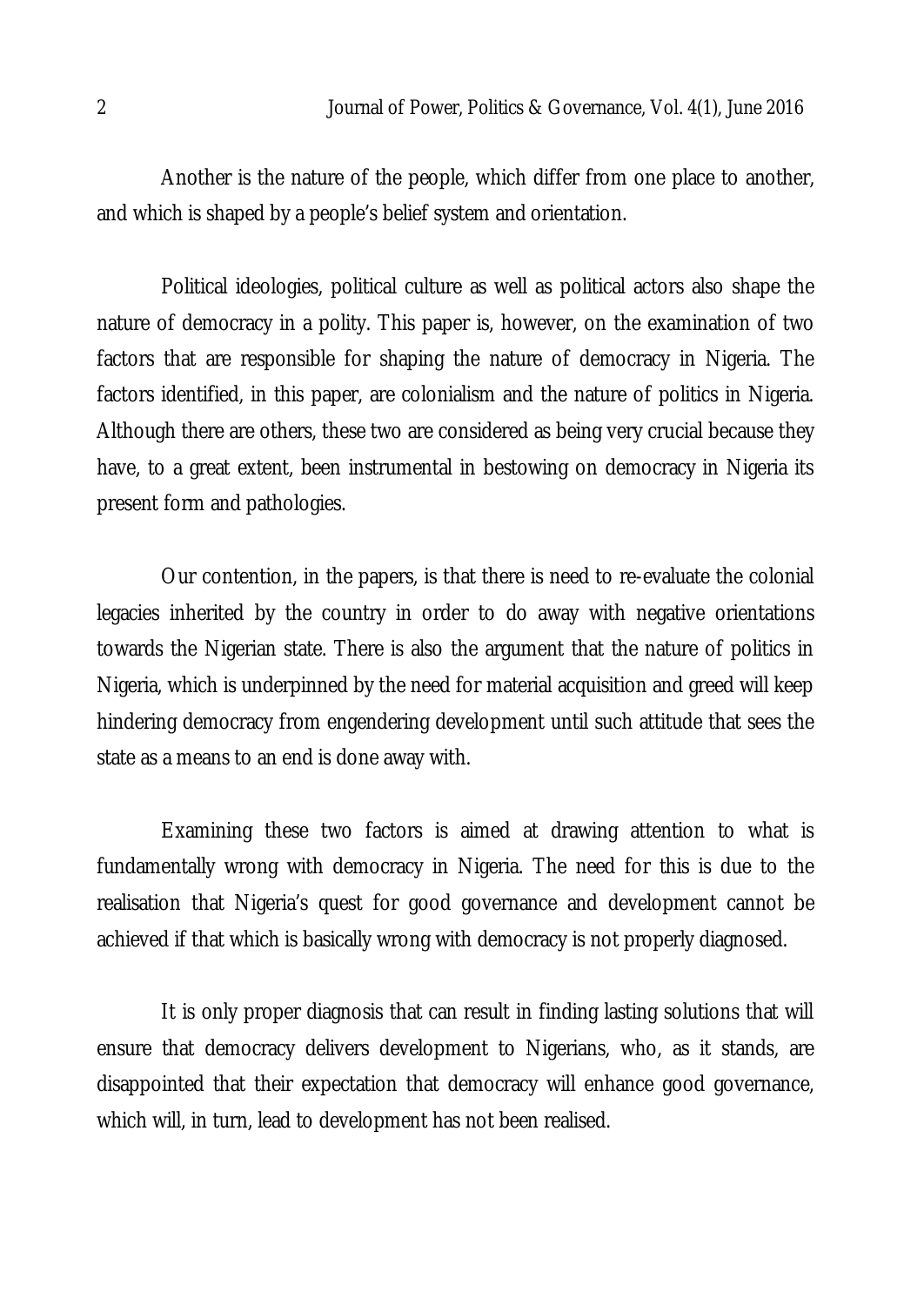Another is the nature of the people, which differ from one place to another, and which is shaped by a people's belief system and orientation.

Political ideologies, political culture as well as political actors also shape the nature of democracy in a polity. This paper is, however, on the examination of two factors that are responsible for shaping the nature of democracy in Nigeria. The factors identified, in this paper, are colonialism and the nature of politics in Nigeria. Although there are others, these two are considered as being very crucial because they have, to a great extent, been instrumental in bestowing on democracy in Nigeria its present form and pathologies.

Our contention, in the papers, is that there is need to re-evaluate the colonial legacies inherited by the country in order to do away with negative orientations towards the Nigerian state. There is also the argument that the nature of politics in Nigeria, which is underpinned by the need for material acquisition and greed will keep hindering democracy from engendering development until such attitude that sees the state as a means to an end is done away with.

Examining these two factors is aimed at drawing attention to what is fundamentally wrong with democracy in Nigeria. The need for this is due to the realisation that Nigeria's quest for good governance and development cannot be achieved if that which is basically wrong with democracy is not properly diagnosed.

It is only proper diagnosis that can result in finding lasting solutions that will ensure that democracy delivers development to Nigerians, who, as it stands, are disappointed that their expectation that democracy will enhance good governance, which will, in turn, lead to development has not been realised.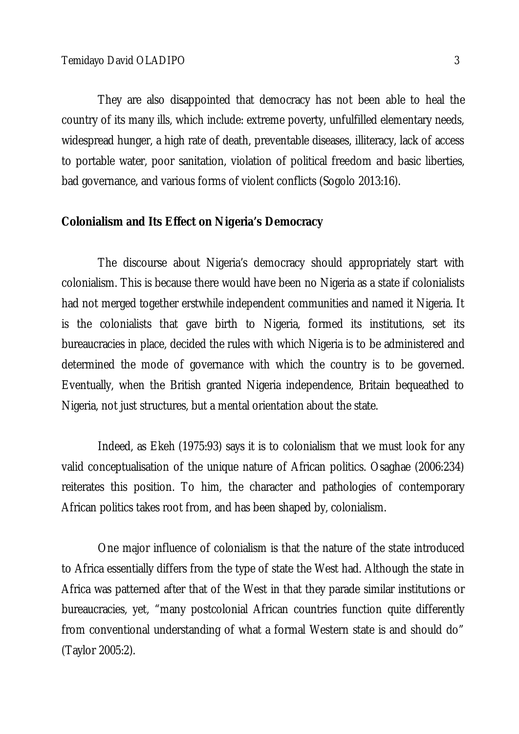They are also disappointed that democracy has not been able to heal the country of its many ills, which include: extreme poverty, unfulfilled elementary needs, widespread hunger, a high rate of death, preventable diseases, illiteracy, lack of access to portable water, poor sanitation, violation of political freedom and basic liberties, bad governance, and various forms of violent conflicts (Sogolo 2013:16).

## Colonialism and Its Effect on Nigeria's Democracy

The discourse about Nigeria's democracy should appropriately start with colonialism. This is because there would have been no Nigeria as a state if colonialists had not merged together erstwhile independent communities and named it Nigeria. It is the colonialists that gave birth to Nigeria, formed its institutions, set its bureaucracies in place, decided the rules with which Nigeria is to be administered and determined the mode of governance with which the country is to be governed. Eventually, when the British granted Nigeria independence, Britain bequeathed to Nigeria, not just structures, but a mental orientation about the state.

Indeed, as Ekeh (1975:93) says it is to colonialism that we must look for any valid conceptualisation of the unique nature of African politics. Osaghae (2006:234) reiterates this position. To him, the character and pathologies of contemporary African politics takes root from, and has been shaped by, colonialism.

One major influence of colonialism is that the nature of the state introduced to Africa essentially differs from the type of state the West had. Although the state in Africa was patterned after that of the West in that they parade similar institutions or bureaucracies, yet, "many postcolonial African countries function quite differently from conventional understanding of what a formal Western state is and should do" (Taylor 2005:2).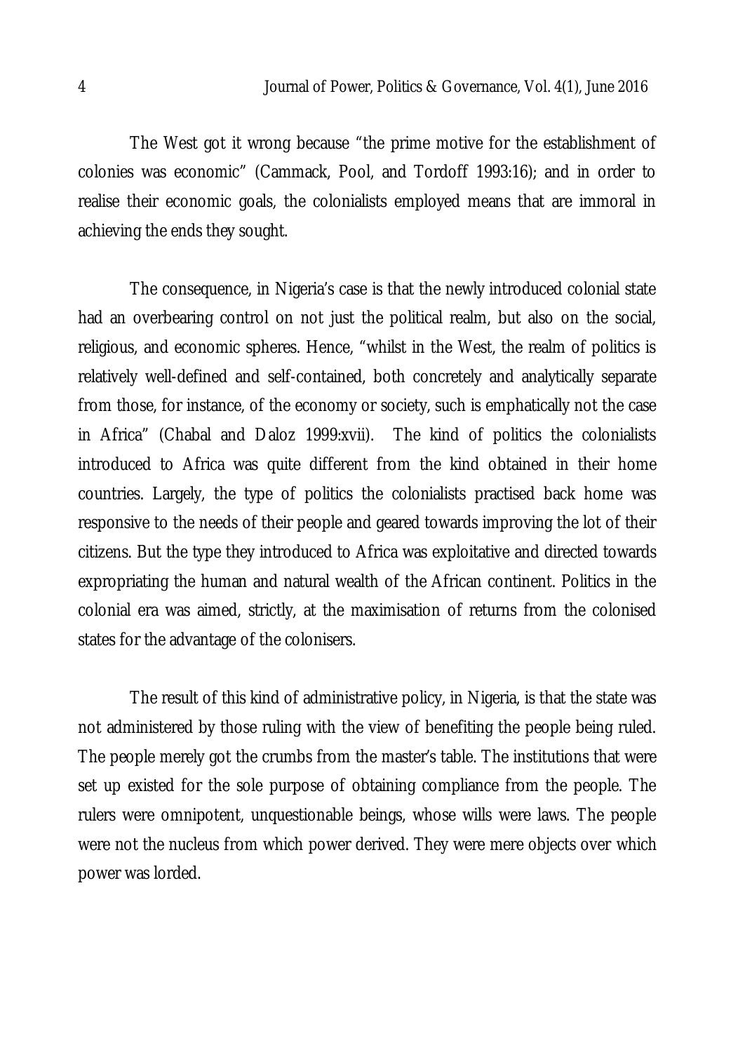The West got it wrong because "the prime motive for the establishment of colonies was economic" (Cammack, Pool, and Tordoff 1993:16); and in order to realise their economic goals, the colonialists employed means that are immoral in achieving the ends they sought.

The consequence, in Nigeria's case is that the newly introduced colonial state had an overbearing control on not just the political realm, but also on the social, religious, and economic spheres. Hence, "whilst in the West, the realm of politics is relatively well-defined and self-contained, both concretely and analytically separate from those, for instance, of the economy or society, such is emphatically not the case in Africa" (Chabal and Daloz 1999:xvii). The kind of politics the colonialists introduced to Africa was quite different from the kind obtained in their home countries. Largely, the type of politics the colonialists practised back home was responsive to the needs of their people and geared towards improving the lot of their citizens. But the type they introduced to Africa was exploitative and directed towards expropriating the human and natural wealth of the African continent. Politics in the colonial era was aimed, strictly, at the maximisation of returns from the colonised states for the advantage of the colonisers.

The result of this kind of administrative policy, in Nigeria, is that the state was not administered by those ruling with the view of benefiting the people being ruled. The people merely got the crumbs from the master's table. The institutions that were set up existed for the sole purpose of obtaining compliance from the people. The rulers were omnipotent, unquestionable beings, whose wills were laws. The people were not the nucleus from which power derived. They were mere objects over which power was lorded.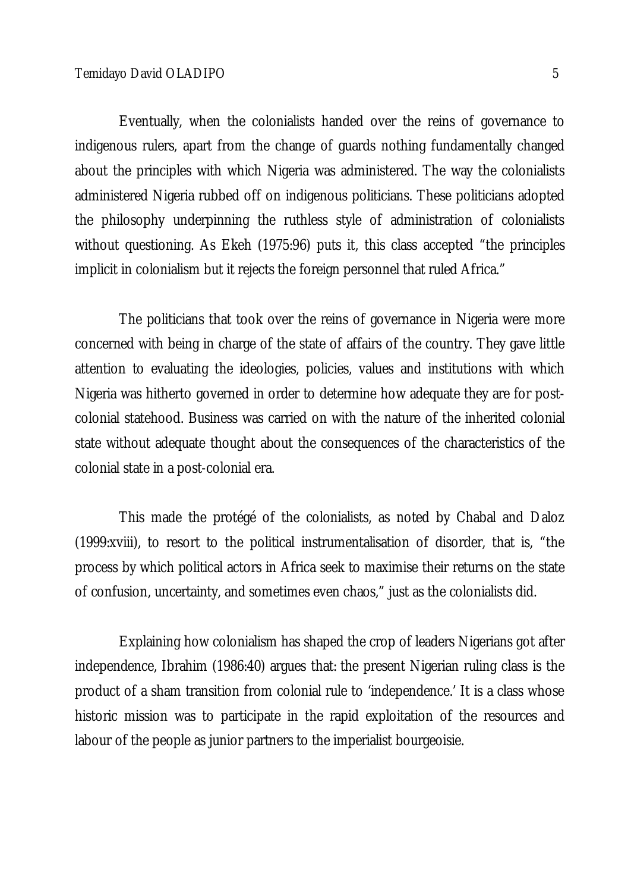Eventually, when the colonialists handed over the reins of governance to indigenous rulers, apart from the change of guards nothing fundamentally changed about the principles with which Nigeria was administered. The way the colonialists administered Nigeria rubbed off on indigenous politicians. These politicians adopted the philosophy underpinning the ruthless style of administration of colonialists without questioning. As Ekeh (1975:96) puts it, this class accepted "the principles implicit in colonialism but it rejects the foreign personnel that ruled Africa."

The politicians that took over the reins of governance in Nigeria were more concerned with being in charge of the state of affairs of the country. They gave little attention to evaluating the ideologies, policies, values and institutions with which Nigeria was hitherto governed in order to determine how adequate they are for post-colonial statehood. Business was carried on with the nature of the inherited colonial state without adequate thought about the consequences of the characteristics of the colonial state in a post-colonial era.

This made the protégé of the colonialists, as noted by Chabal and Daloz (1999:xviii), to resort to the political instrumentalisation of disorder, that is, "the process by which political actors in Africa seek to maximise their returns on the state of confusion, uncertainty, and sometimes even chaos," just as the colonialists did.

Explaining how colonialism has shaped the crop of leaders Nigerians got after independence, Ibrahim (1986:40) argues that: the present Nigerian ruling class is the product of a sham transition from colonial rule to 'independence.' It is a class whose historic mission was to participate in the rapid exploitation of the resources and labour of the people as junior partners to the imperialist bourgeoisie.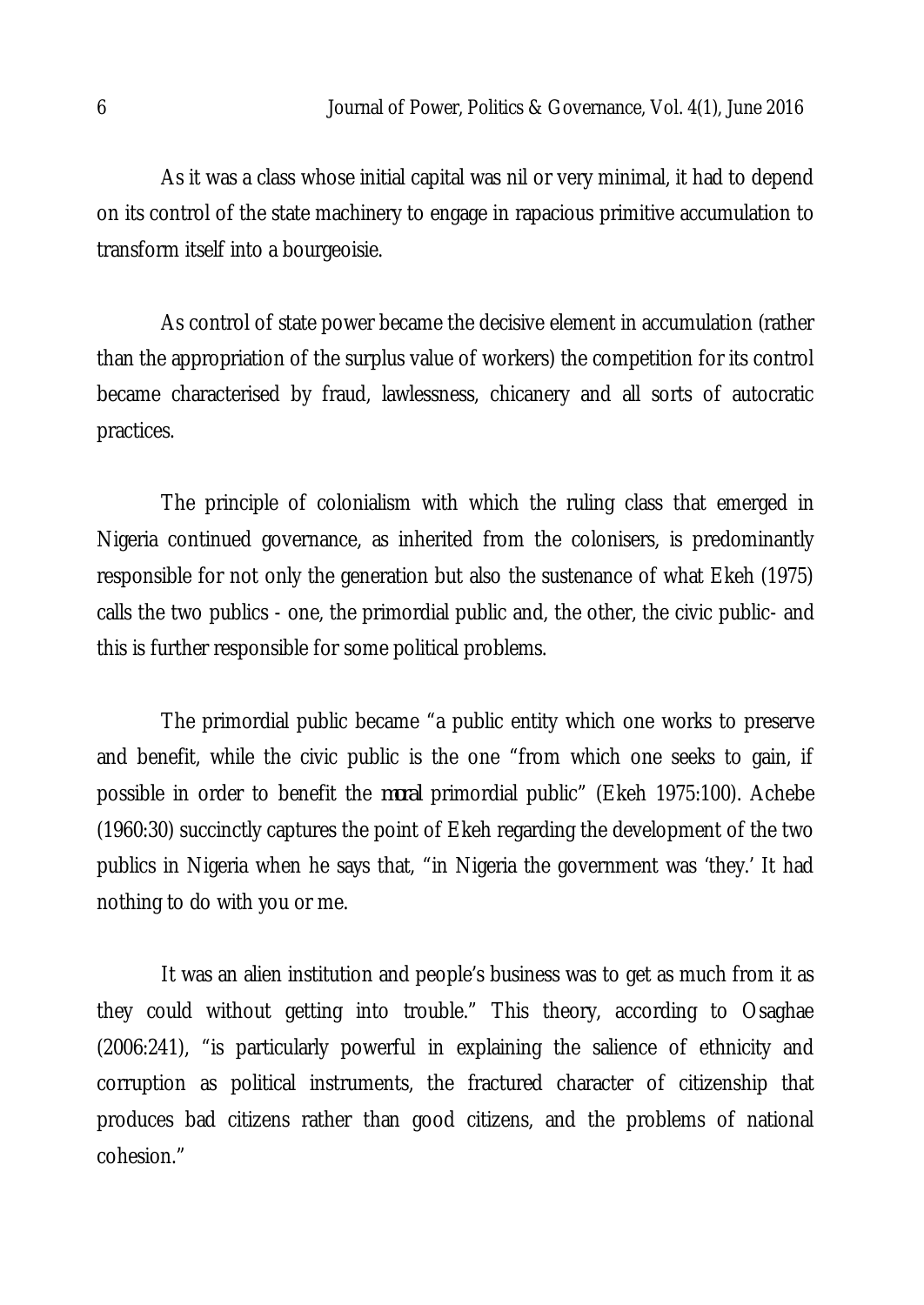As it was a class whose initial capital was nil or very minimal, it had to depend on its control of the state machinery to engage in rapacious primitive accumulation to transform itself into a bourgeoisie.

As control of state power became the decisive element in accumulation (rather than the appropriation of the surplus value of workers) the competition for its control became characterised by fraud, lawlessness, chicanery and all sorts of autocratic practices.

The principle of colonialism with which the ruling class that emerged in Nigeria continued governance, as inherited from the colonisers, is predominantly responsible for not only the generation but also the sustenance of what Ekeh (1975) calls the two publics - one, the primordial public and, the other, the civic public- and this is further responsible for some political problems.

The primordial public became "a public entity which one works to preserve and benefit, while the civic public is the one "from which one seeks to gain, if possible in order to benefit the *moral* primordial public" (Ekeh 1975:100). Achebe (1960:30) succinctly captures the point of Ekeh regarding the development of the two publics in Nigeria when he says that, "in Nigeria the government was 'they.' It had nothing to do with you or me.

It was an alien institution and people's business was to get as much from it as they could without getting into trouble." This theory, according to Osaghae (2006:241), "is particularly powerful in explaining the salience of ethnicity and corruption as political instruments, the fractured character of citizenship that produces bad citizens rather than good citizens, and the problems of national cohesion."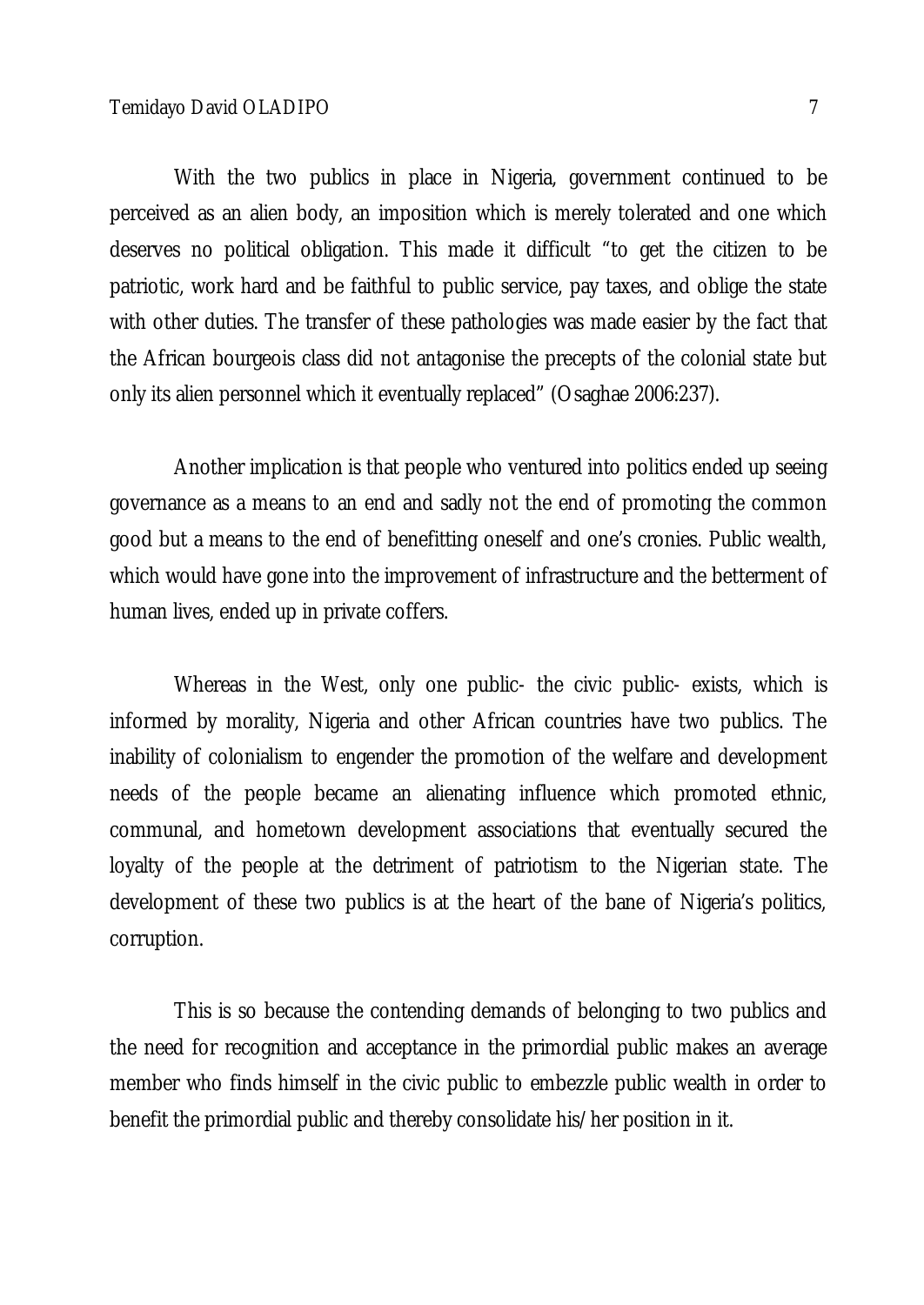With the two publics in place in Nigeria, government continued to be perceived as an alien body, an imposition which is merely tolerated and one which deserves no political obligation. This made it difficult "to get the citizen to be patriotic, work hard and be faithful to public service, pay taxes, and oblige the state with other duties. The transfer of these pathologies was made easier by the fact that the African bourgeois class did not antagonise the precepts of the colonial state but only its alien personnel which it eventually replaced" (Osaghae 2006:237).

Another implication is that people who ventured into politics ended up seeing governance as a means to an end and sadly not the end of promoting the common good but a means to the end of benefitting oneself and one's cronies. Public wealth, which would have gone into the improvement of infrastructure and the betterment of human lives, ended up in private coffers.

Whereas in the West, only one public- the civic public- exists, which is informed by morality, Nigeria and other African countries have two publics. The inability of colonialism to engender the promotion of the welfare and development needs of the people became an alienating influence which promoted ethnic, communal, and hometown development associations that eventually secured the loyalty of the people at the detriment of patriotism to the Nigerian state. The development of these two publics is at the heart of the bane of Nigeria's politics, corruption.

This is so because the contending demands of belonging to two publics and the need for recognition and acceptance in the primordial public makes an average member who finds himself in the civic public to embezzle public wealth in order to benefit the primordial public and thereby consolidate his/her position in it.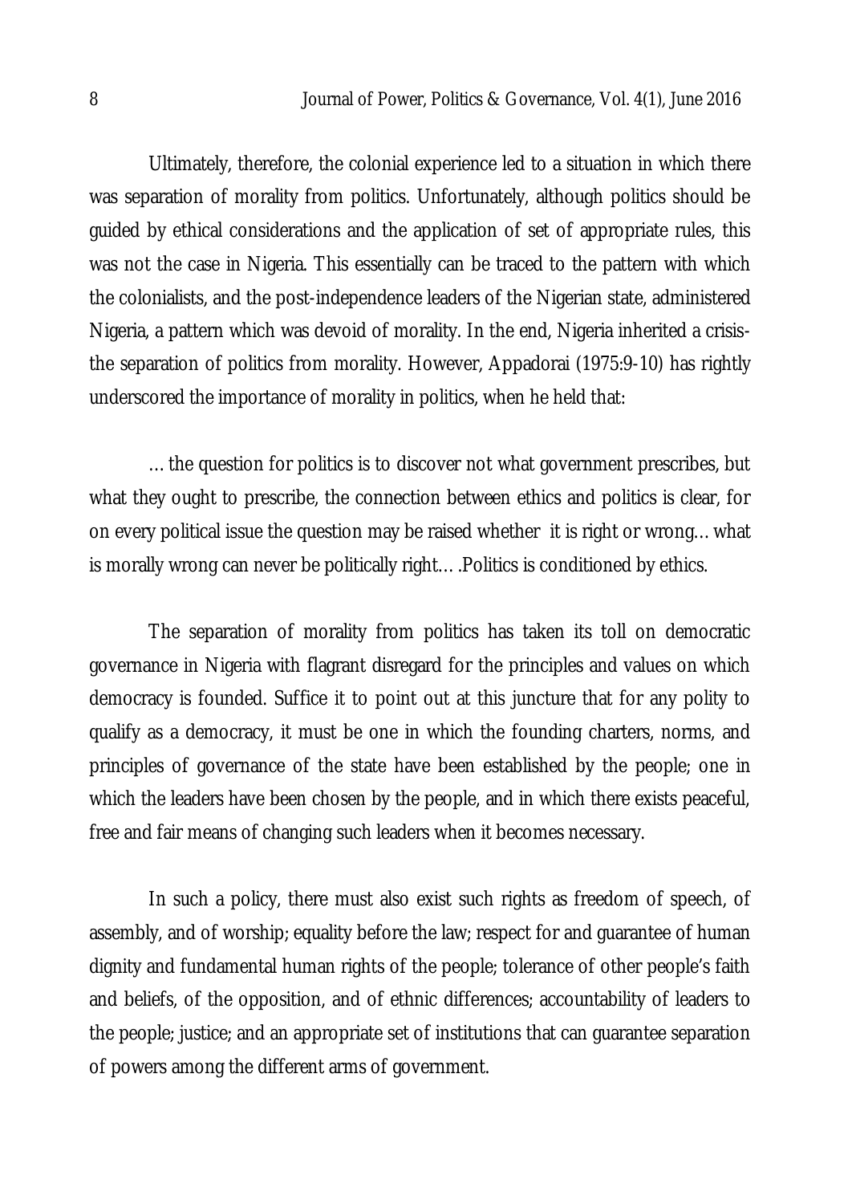Ultimately, therefore, the colonial experience led to a situation in which there was separation of morality from politics. Unfortunately, although politics should be guided by ethical considerations and the application of set of appropriate rules, this was not the case in Nigeria. This essentially can be traced to the pattern with which the colonialists, and the post-independence leaders of the Nigerian state, administered Nigeria, a pattern which was devoid of morality. In the end, Nigeria inherited a crisis-the separation of politics from morality. However, Appadorai (1975:9-10) has rightly underscored the importance of morality in politics, when he held that:

> …the question for politics is to discover not what government prescribes, but what they ought to prescribe, the connection between ethics and politics is clear, for on every political issue the question may be raised whether it is right or wrong…what is morally wrong can never be politically right….Politics is conditioned by ethics.

The separation of morality from politics has taken its toll on democratic governance in Nigeria with flagrant disregard for the principles and values on which democracy is founded. Suffice it to point out at this juncture that for any polity to qualify as a democracy, it must be one in which the founding charters, norms, and principles of governance of the state have been established by the people; one in which the leaders have been chosen by the people, and in which there exists peaceful, free and fair means of changing such leaders when it becomes necessary.

In such a policy, there must also exist such rights as freedom of speech, of assembly, and of worship; equality before the law; respect for and guarantee of human dignity and fundamental human rights of the people; tolerance of other people's faith and beliefs, of the opposition, and of ethnic differences; accountability of leaders to the people; justice; and an appropriate set of institutions that can guarantee separation of powers among the different arms of government.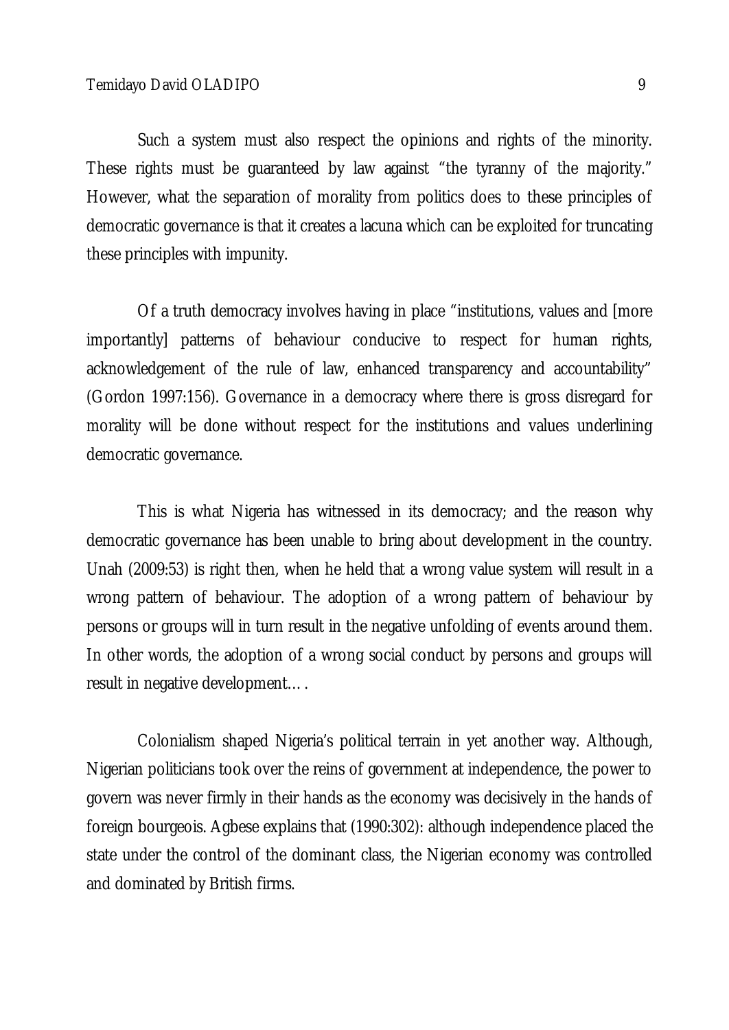Such a system must also respect the opinions and rights of the minority. These rights must be guaranteed by law against "the tyranny of the majority." However, what the separation of morality from politics does to these principles of democratic governance is that it creates a lacuna which can be exploited for truncating these principles with impunity.

Of a truth democracy involves having in place "institutions, values and [more importantly] patterns of behaviour conducive to respect for human rights, acknowledgement of the rule of law, enhanced transparency and accountability" (Gordon 1997:156). Governance in a democracy where there is gross disregard for morality will be done without respect for the institutions and values underlining democratic governance.

This is what Nigeria has witnessed in its democracy; and the reason why democratic governance has been unable to bring about development in the country. Unah (2009:53) is right then, when he held that a wrong value system will result in a wrong pattern of behaviour. The adoption of a wrong pattern of behaviour by persons or groups will in turn result in the negative unfolding of events around them. In other words, the adoption of a wrong social conduct by persons and groups will result in negative development….

Colonialism shaped Nigeria's political terrain in yet another way. Although, Nigerian politicians took over the reins of government at independence, the power to govern was never firmly in their hands as the economy was decisively in the hands of foreign bourgeois. Agbese explains that (1990:302): although independence placed the state under the control of the dominant class, the Nigerian economy was controlled and dominated by British firms.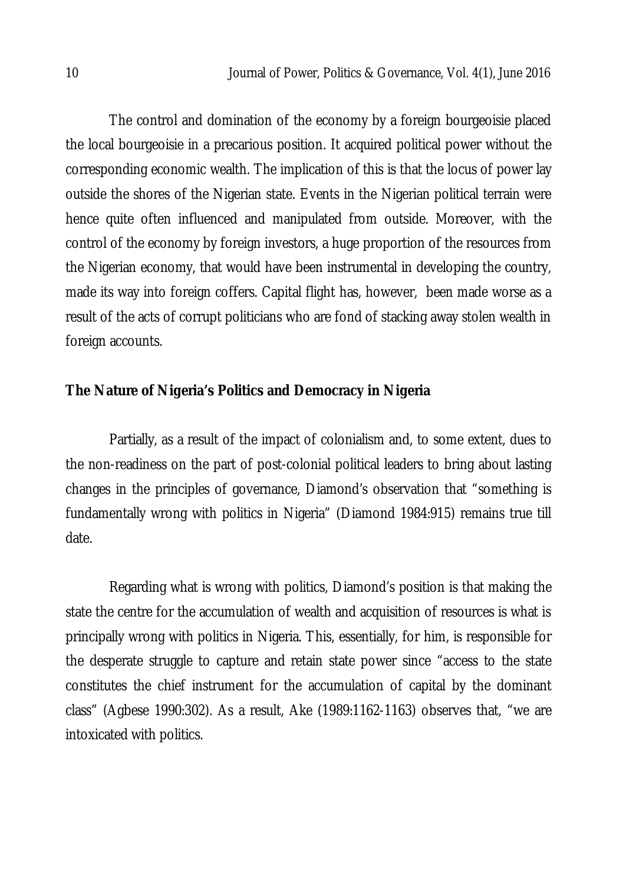The control and domination of the economy by a foreign bourgeoisie placed the local bourgeoisie in a precarious position. It acquired political power without the corresponding economic wealth. The implication of this is that the locus of power lay outside the shores of the Nigerian state. Events in the Nigerian political terrain were hence quite often influenced and manipulated from outside. Moreover, with the control of the economy by foreign investors, a huge proportion of the resources from the Nigerian economy, that would have been instrumental in developing the country, made its way into foreign coffers. Capital flight has, however, been made worse as a result of the acts of corrupt politicians who are fond of stacking away stolen wealth in foreign accounts.

## The Nature of Nigeria's Politics and Democracy in Nigeria

Partially, as a result of the impact of colonialism and, to some extent, dues to the non-readiness on the part of post-colonial political leaders to bring about lasting changes in the principles of governance, Diamond's observation that "something is fundamentally wrong with politics in Nigeria" (Diamond 1984:915) remains true till date.

Regarding what is wrong with politics, Diamond's position is that making the state the centre for the accumulation of wealth and acquisition of resources is what is principally wrong with politics in Nigeria. This, essentially, for him, is responsible for the desperate struggle to capture and retain state power since "access to the state constitutes the chief instrument for the accumulation of capital by the dominant class" (Agbese 1990:302). As a result, Ake (1989:1162-1163) observes that, "we are intoxicated with politics.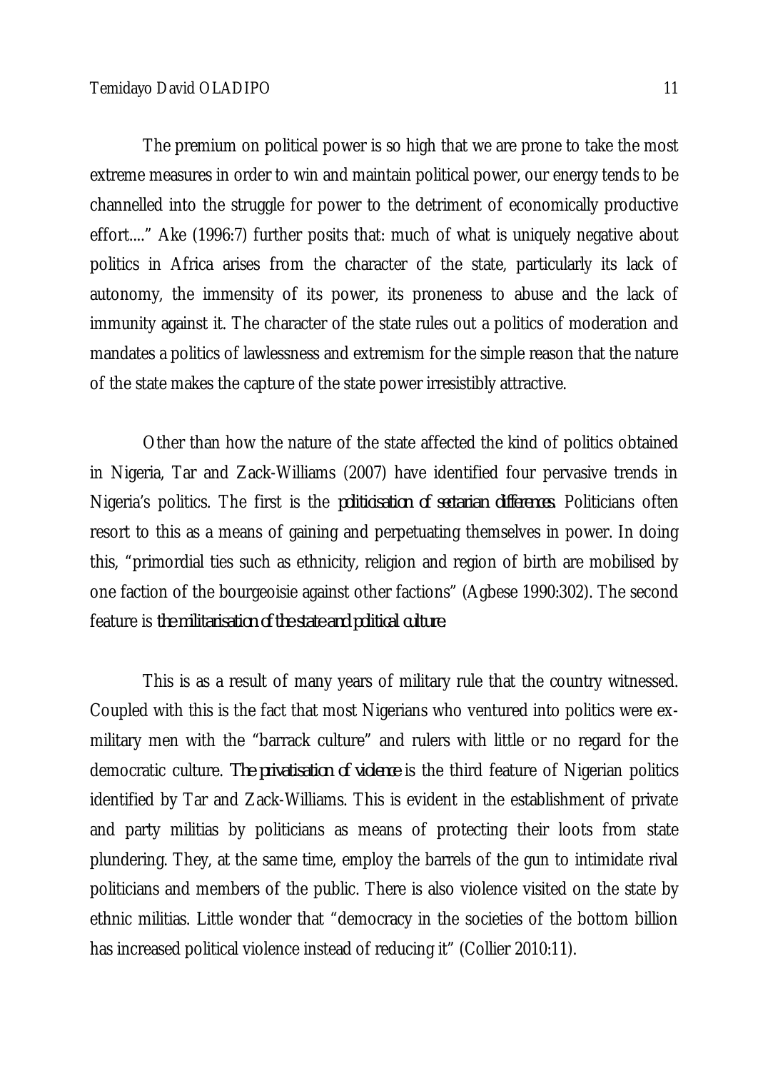The premium on political power is so high that we are prone to take the most extreme measures in order to win and maintain political power, our energy tends to be channelled into the struggle for power to the detriment of economically productive effort...." Ake (1996:7) further posits that: much of what is uniquely negative about politics in Africa arises from the character of the state, particularly its lack of autonomy, the immensity of its power, its proneness to abuse and the lack of immunity against it. The character of the state rules out a politics of moderation and mandates a politics of lawlessness and extremism for the simple reason that the nature of the state makes the capture of the state power irresistibly attractive.

Other than how the nature of the state affected the kind of politics obtained in Nigeria, Tar and Zack-Williams (2007) have identified four pervasive trends in Nigeria's politics. The first is the *politicisation of sectarian differences.* Politicians often resort to this as a means of gaining and perpetuating themselves in power. In doing this, "primordial ties such as ethnicity, religion and region of birth are mobilised by one faction of the bourgeoisie against other factions" (Agbese 1990:302). The second feature is *the militarisation of the state and political culture.*

This is as a result of many years of military rule that the country witnessed. Coupled with this is the fact that most Nigerians who ventured into politics were ex-military men with the "barrack culture" and rulers with little or no regard for the democratic culture. *The privatisation of violence* is the third feature of Nigerian politics identified by Tar and Zack-Williams. This is evident in the establishment of private and party militias by politicians as means of protecting their loots from state plundering. They, at the same time, employ the barrels of the gun to intimidate rival politicians and members of the public. There is also violence visited on the state by ethnic militias. Little wonder that "democracy in the societies of the bottom billion has increased political violence instead of reducing it" (Collier 2010:11).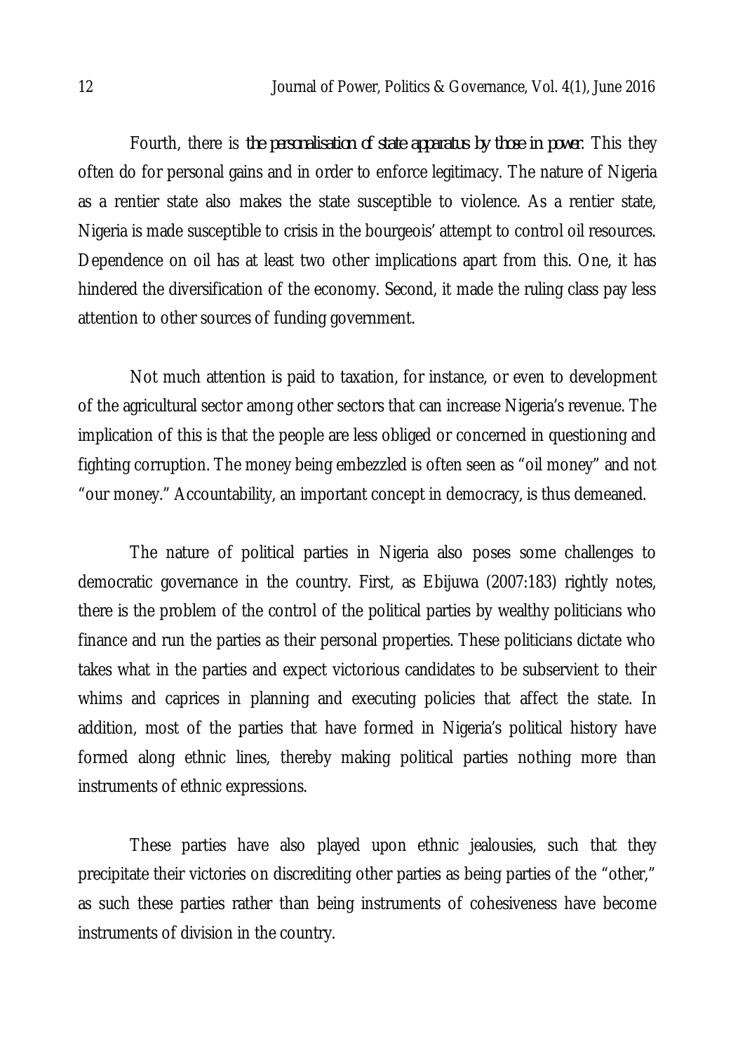Fourth, there is *the personalisation of state apparatus by those in power*. This they often do for personal gains and in order to enforce legitimacy. The nature of Nigeria as a rentier state also makes the state susceptible to violence. As a rentier state, Nigeria is made susceptible to crisis in the bourgeois' attempt to control oil resources. Dependence on oil has at least two other implications apart from this. One, it has hindered the diversification of the economy. Second, it made the ruling class pay less attention to other sources of funding government.

Not much attention is paid to taxation, for instance, or even to development of the agricultural sector among other sectors that can increase Nigeria's revenue. The implication of this is that the people are less obliged or concerned in questioning and fighting corruption. The money being embezzled is often seen as "oil money" and not "our money." Accountability, an important concept in democracy, is thus demeaned.

The nature of political parties in Nigeria also poses some challenges to democratic governance in the country. First, as Ebijuwa (2007:183) rightly notes, there is the problem of the control of the political parties by wealthy politicians who finance and run the parties as their personal properties. These politicians dictate who takes what in the parties and expect victorious candidates to be subservient to their whims and caprices in planning and executing policies that affect the state. In addition, most of the parties that have formed in Nigeria's political history have formed along ethnic lines, thereby making political parties nothing more than instruments of ethnic expressions.

These parties have also played upon ethnic jealousies, such that they precipitate their victories on discrediting other parties as being parties of the "other," as such these parties rather than being instruments of cohesiveness have become instruments of division in the country.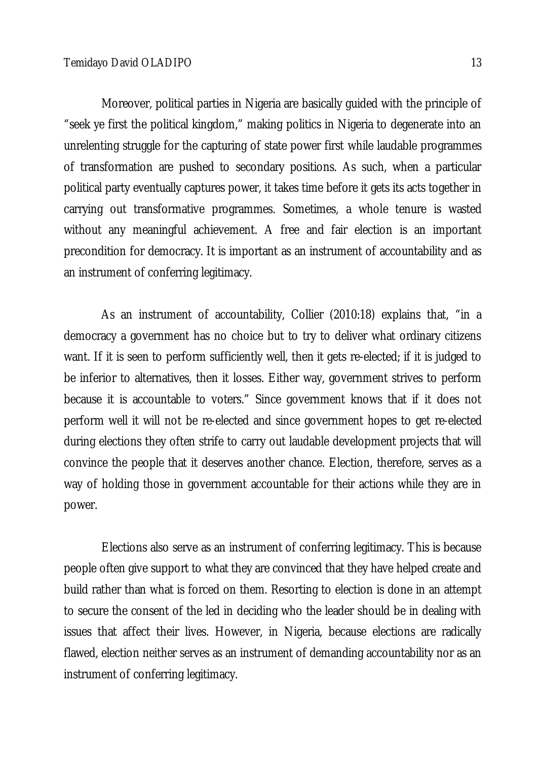Moreover, political parties in Nigeria are basically guided with the principle of "seek ye first the political kingdom," making politics in Nigeria to degenerate into an unrelenting struggle for the capturing of state power first while laudable programmes of transformation are pushed to secondary positions. As such, when a particular political party eventually captures power, it takes time before it gets its acts together in carrying out transformative programmes. Sometimes, a whole tenure is wasted without any meaningful achievement. A free and fair election is an important precondition for democracy. It is important as an instrument of accountability and as an instrument of conferring legitimacy.

As an instrument of accountability, Collier (2010:18) explains that, "in a democracy a government has no choice but to try to deliver what ordinary citizens want. If it is seen to perform sufficiently well, then it gets re-elected; if it is judged to be inferior to alternatives, then it losses. Either way, government strives to perform because it is accountable to voters." Since government knows that if it does not perform well it will not be re-elected and since government hopes to get re-elected during elections they often strife to carry out laudable development projects that will convince the people that it deserves another chance. Election, therefore, serves as a way of holding those in government accountable for their actions while they are in power.

Elections also serve as an instrument of conferring legitimacy. This is because people often give support to what they are convinced that they have helped create and build rather than what is forced on them. Resorting to election is done in an attempt to secure the consent of the led in deciding who the leader should be in dealing with issues that affect their lives. However, in Nigeria, because elections are radically flawed, election neither serves as an instrument of demanding accountability nor as an instrument of conferring legitimacy.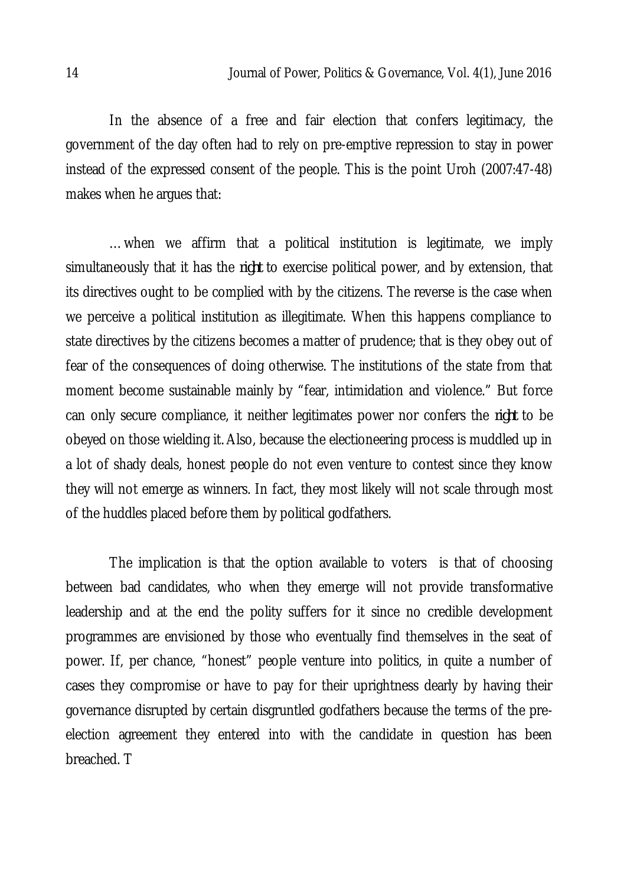In the absence of a free and fair election that confers legitimacy, the government of the day often had to rely on pre-emptive repression to stay in power instead of the expressed consent of the people. This is the point Uroh (2007:47-48) makes when he argues that:

> …when we affirm that a political institution is legitimate, we imply simultaneously that it has the *right* to exercise political power, and by extension, that its directives ought to be complied with by the citizens. The reverse is the case when we perceive a political institution as illegitimate. When this happens compliance to state directives by the citizens becomes a matter of prudence; that is they obey out of fear of the consequences of doing otherwise. The institutions of the state from that moment become sustainable mainly by "fear, intimidation and violence." But force can only secure compliance, it neither legitimates power nor confers the *right* to be obeyed on those wielding it. Also, because the electioneering process is muddled up in a lot of shady deals, honest people do not even venture to contest since they know they will not emerge as winners. In fact, they most likely will not scale through most of the huddles placed before them by political godfathers.

The implication is that the option available to voters is that of choosing between bad candidates, who when they emerge will not provide transformative leadership and at the end the polity suffers for it since no credible development programmes are envisioned by those who eventually find themselves in the seat of power. If, per chance, "honest" people venture into politics, in quite a number of cases they compromise or have to pay for their uprightness dearly by having their governance disrupted by certain disgruntled godfathers because the terms of the pre-election agreement they entered into with the candidate in question has been breached. T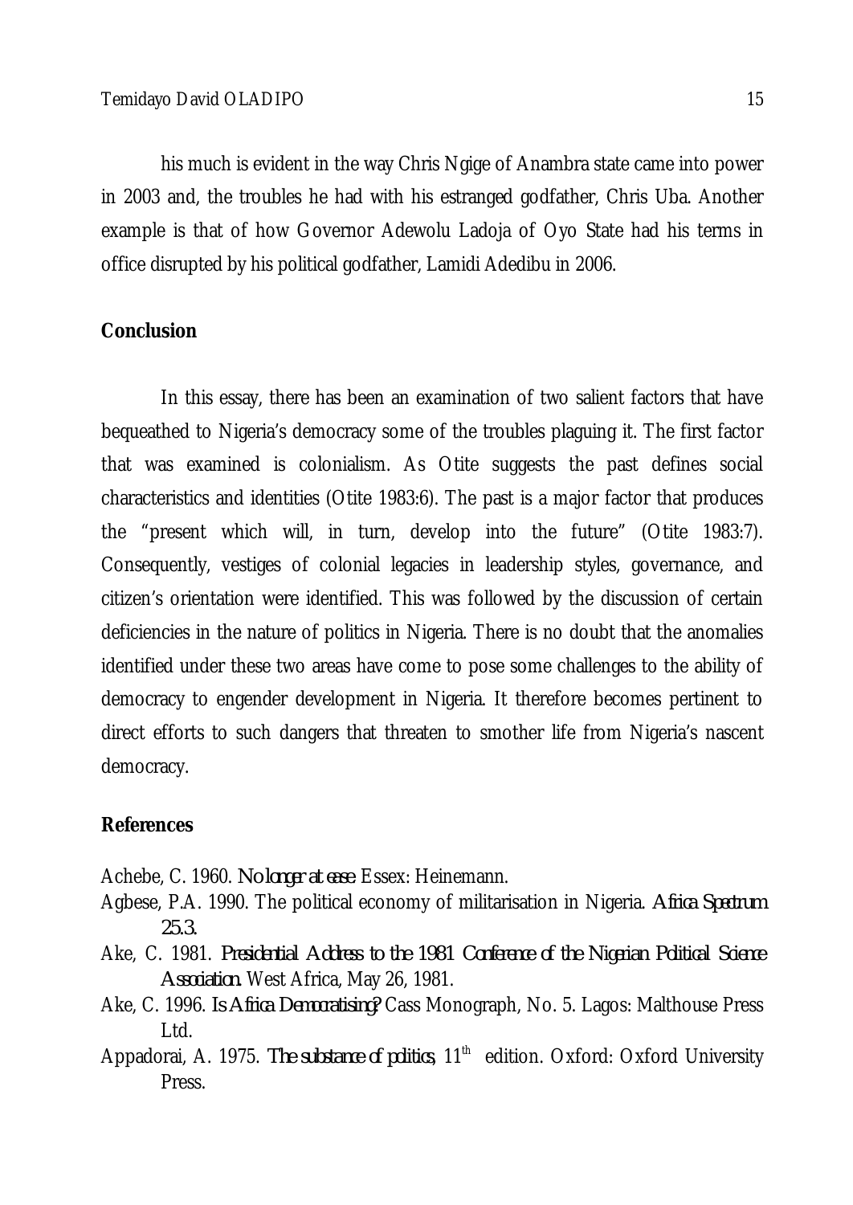his much is evident in the way Chris Ngige of Anambra state came into power in 2003 and, the troubles he had with his estranged godfather, Chris Uba. Another example is that of how Governor Adewolu Ladoja of Oyo State had his terms in office disrupted by his political godfather, Lamidi Adedibu in 2006.

## Conclusion

In this essay, there has been an examination of two salient factors that have bequeathed to Nigeria's democracy some of the troubles plaguing it. The first factor that was examined is colonialism. As Otite suggests the past defines social characteristics and identities (Otite 1983:6). The past is a major factor that produces the "present which will, in turn, develop into the future" (Otite 1983:7). Consequently, vestiges of colonial legacies in leadership styles, governance, and citizen's orientation were identified. This was followed by the discussion of certain deficiencies in the nature of politics in Nigeria. There is no doubt that the anomalies identified under these two areas have come to pose some challenges to the ability of democracy to engender development in Nigeria. It therefore becomes pertinent to direct efforts to such dangers that threaten to smother life from Nigeria's nascent democracy.

## References

Achebe, C. 1960. *No longer at ease.* Essex: Heinemann.

Agbese, P.A. 1990. The political economy of militarisation in Nigeria. *Africa Spectrum 25.3.*

Ake, C. 1981. *Presidential Address to the 1981 Conference of the Nigerian Political Science Association.* West Africa, May 26, 1981.

Ake, C. 1996. *Is Africa Democratising?* Cass Monograph, No. 5. Lagos: Malthouse Press Ltd.

Appadorai, A. 1975. *The substance of politics,* 11th edition. Oxford: Oxford University Press.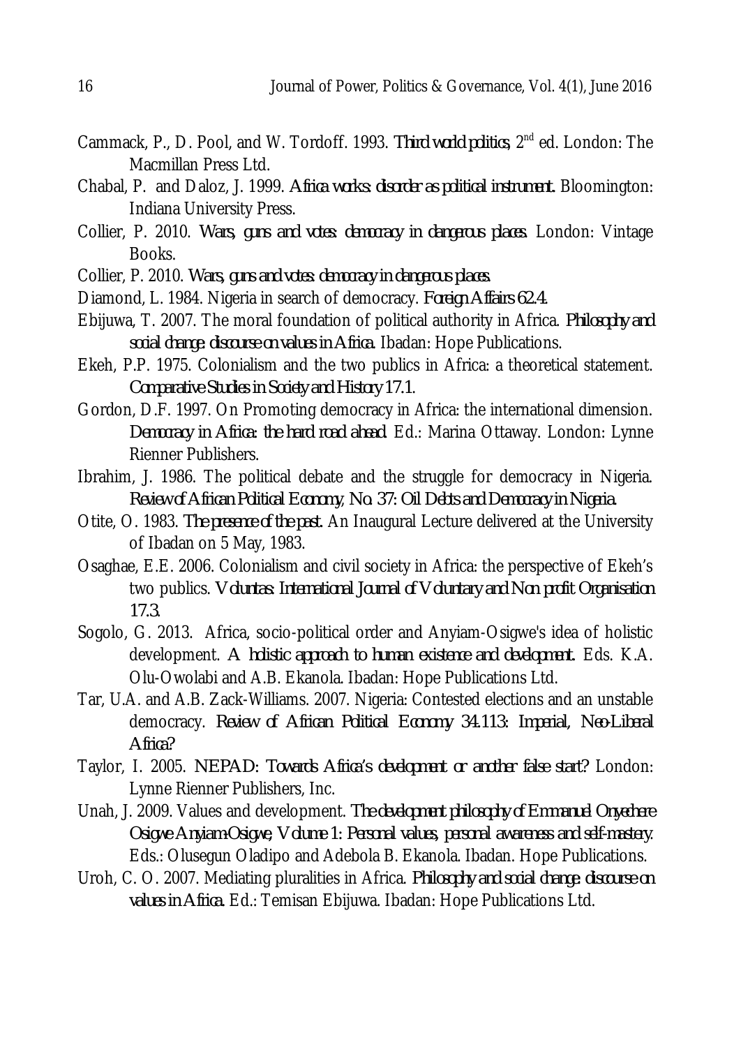Cammack, P., D. Pool, and W. Tordoff. 1993. *Third world politics*, 2nd ed. London: The Macmillan Press Ltd.

Chabal, P. and Daloz, J. 1999. *Africa works: disorder as political instrument.* Bloomington: Indiana University Press.

Collier, P. 2010. *Wars, guns and votes: democracy in dangerous places.* London: Vintage Books.

Collier, P. 2010. *Wars, guns and votes: democracy in dangerous places.*

Diamond, L. 1984. Nigeria in search of democracy. *Foreign Affairs 62.4.*

Ebijuwa, T. 2007. The moral foundation of political authority in Africa. *Philosophy and social change: discourse on values in Africa.* Ibadan: Hope Publications.

Ekeh, P.P. 1975. Colonialism and the two publics in Africa: a theoretical statement. *Comparative Studies in Society and History 17.1.*

Gordon, D.F. 1997. On Promoting democracy in Africa: the international dimension. *Democracy in Africa: the hard road ahead.* Ed.: Marina Ottaway. London: Lynne Rienner Publishers.

Ibrahim, J. 1986. The political debate and the struggle for democracy in Nigeria. *Review of African Political Economy, No. 37: Oil Debts and Democracy in Nigeria.*

Otite, O. 1983. *The presence of the past.* An Inaugural Lecture delivered at the University of Ibadan on 5 May, 1983.

Osaghae, E.E. 2006. Colonialism and civil society in Africa: the perspective of Ekeh's two publics. *Voluntas: International Journal of Voluntary and Non profit Organisation 17.3.*

Sogolo, G. 2013. Africa, socio-political order and Anyiam-Osigwe's idea of holistic development. *A holistic approach to human existence and development.* Eds. K.A. Olu-Owolabi and A.B. Ekanola. Ibadan: Hope Publications Ltd.

Tar, U.A. and A.B. Zack-Williams. 2007. Nigeria: Contested elections and an unstable democracy. *Review of African Political Economy 34.113: Imperial, Neo-Liberal Africa?*

Taylor, I. 2005. *NEPAD: Towards Africa's development or another false start?* London: Lynne Rienner Publishers, Inc.

Unah, J. 2009. Values and development. *The development philosophy of Emmanuel Onyechere Osigwe Anyiam-Osigwe, Volume 1: Personal values, personal awareness and self-mastery.* Eds.: Olusegun Oladipo and Adebola B. Ekanola. Ibadan. Hope Publications.

Uroh, C. O. 2007. Mediating pluralities in Africa. *Philosophy and social change: discourse on values in Africa.* Ed.: Temisan Ebijuwa. Ibadan: Hope Publications Ltd.